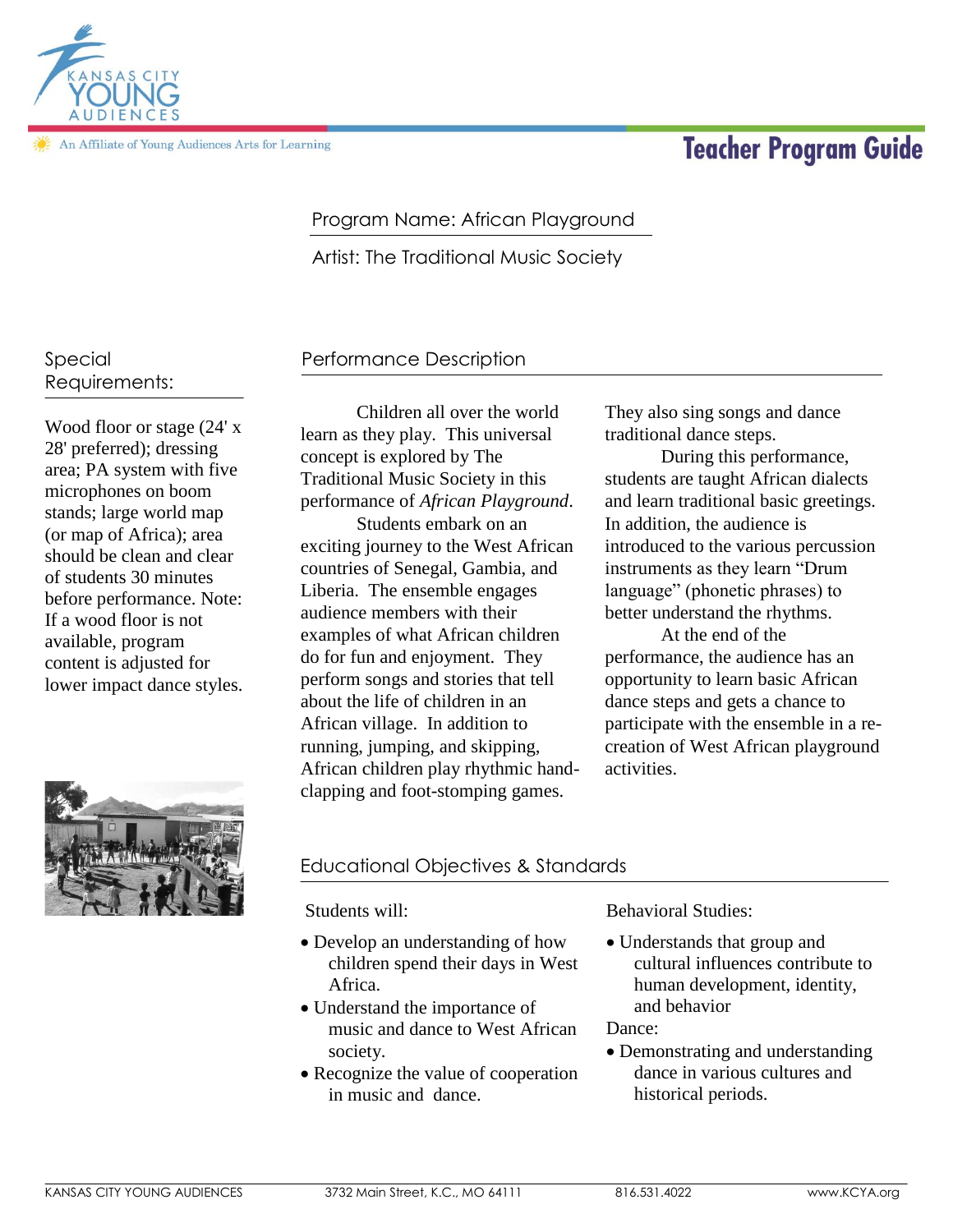Kansas City Young Audiences

An Affiliate of Young Audiences Arts for Learning

# Teacher Program Guide

Program Name: African Playground

Artist: The Traditional Music Society

## Special Requirements:

Wood floor or stage (24' x 28' preferred); dressing area; PA system with five microphones on boom stands; large world map (or map of Africa); area should be clean and clear of students 30 minutes before performance. Note: If a wood floor is not available, program content is adjusted for lower impact dance styles.

## Performance Description

Children all over the world learn as they play. This universal concept is explored by The Traditional Music Society in this performance of *African Playground*.

Students embark on an exciting journey to the West African countries of Senegal, Gambia, and Liberia. The ensemble engages audience members with their examples of what African children do for fun and enjoyment. They perform songs and stories that tell about the life of children in an African village. In addition to running, jumping, and skipping, African children play rhythmic hand-clapping and foot-stomping games. They also sing songs and dance traditional dance steps.

During this performance, students are taught African dialects and learn traditional basic greetings. In addition, the audience is introduced to the various percussion instruments as they learn "Drum language" (phonetic phrases) to better understand the rhythms.

At the end of the performance, the audience has an opportunity to learn basic African dance steps and gets a chance to participate with the ensemble in a re-creation of West African playground activities.

## Educational Objectives & Standards

Students will:

- Develop an understanding of how children spend their days in West Africa.
- Understand the importance of music and dance to West African society.
- Recognize the value of cooperation in music and dance.

Behavioral Studies:

- Understands that group and cultural influences contribute to human development, identity, and behavior

Dance:

- Demonstrating and understanding dance in various cultures and historical periods.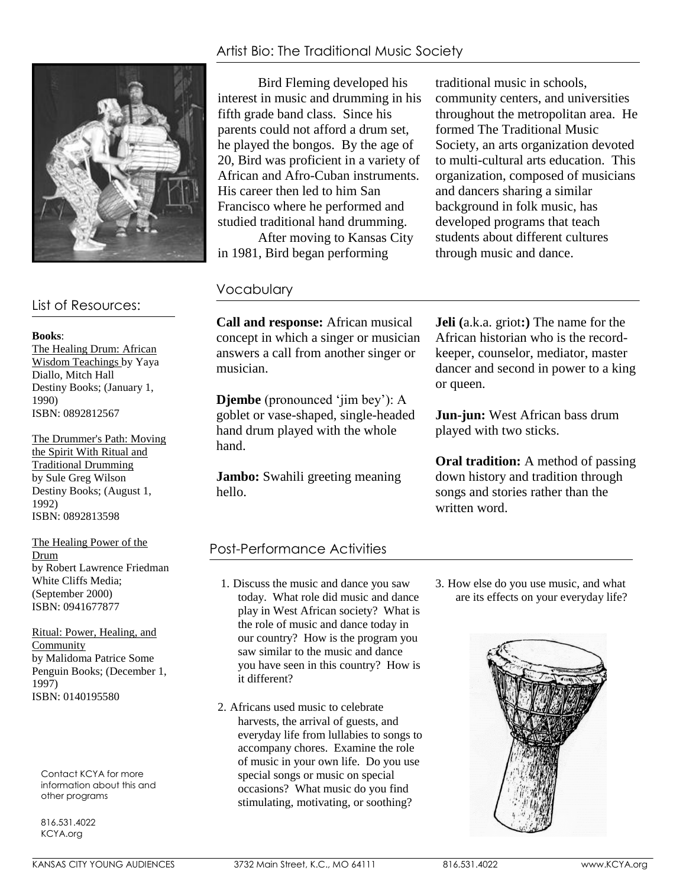## Artist Bio: The Traditional Music Society

Bird Fleming developed his interest in music and drumming in his fifth grade band class. Since his parents could not afford a drum set, he played the bongos. By the age of 20, Bird was proficient in a variety of African and Afro-Cuban instruments. His career then led to him San Francisco where he performed and studied traditional hand drumming.

After moving to Kansas City in 1981, Bird began performing traditional music in schools, community centers, and universities throughout the metropolitan area. He formed The Traditional Music Society, an arts organization devoted to multi-cultural arts education. This organization, composed of musicians and dancers sharing a similar background in folk music, has developed programs that teach students about different cultures through music and dance.

## List of Resources:

**Books**:

The Healing Drum: African Wisdom Teachings by Yaya Diallo, Mitch Hall
Destiny Books; (January 1, 1990)
ISBN: 0892812567

The Drummer's Path: Moving the Spirit With Ritual and Traditional Drumming
by Sule Greg Wilson
Destiny Books; (August 1, 1992)
ISBN: 0892813598

The Healing Power of the Drum
by Robert Lawrence Friedman
White Cliffs Media; (September 2000)
ISBN: 0941677877

Ritual: Power, Healing, and Community
by Malidoma Patrice Some
Penguin Books; (December 1, 1997)
ISBN: 0140195580

Contact KCYA for more information about this and other programs

816.531.4022
KCYA.org

## Vocabulary

**Call and response:** African musical concept in which a singer or musician answers a call from another singer or musician.

**Djembe** (pronounced 'jim bey'): A goblet or vase-shaped, single-headed hand drum played with the whole hand.

**Jambo:** Swahili greeting meaning hello.

**Jeli (**a.k.a. griot**:)** The name for the African historian who is the record-keeper, counselor, mediator, master dancer and second in power to a king or queen.

**Jun-jun:** West African bass drum played with two sticks.

**Oral tradition:** A method of passing down history and tradition through songs and stories rather than the written word.

## Post-Performance Activities

1. Discuss the music and dance you saw today. What role did music and dance play in West African society? What is the role of music and dance today in our country? How is the program you saw similar to the music and dance you have seen in this country? How is it different?

2. Africans used music to celebrate harvests, the arrival of guests, and everyday life from lullabies to songs to accompany chores. Examine the role of music in your own life. Do you use special songs or music on special occasions? What music do you find stimulating, motivating, or soothing?

3. How else do you use music, and what are its effects on your everyday life?